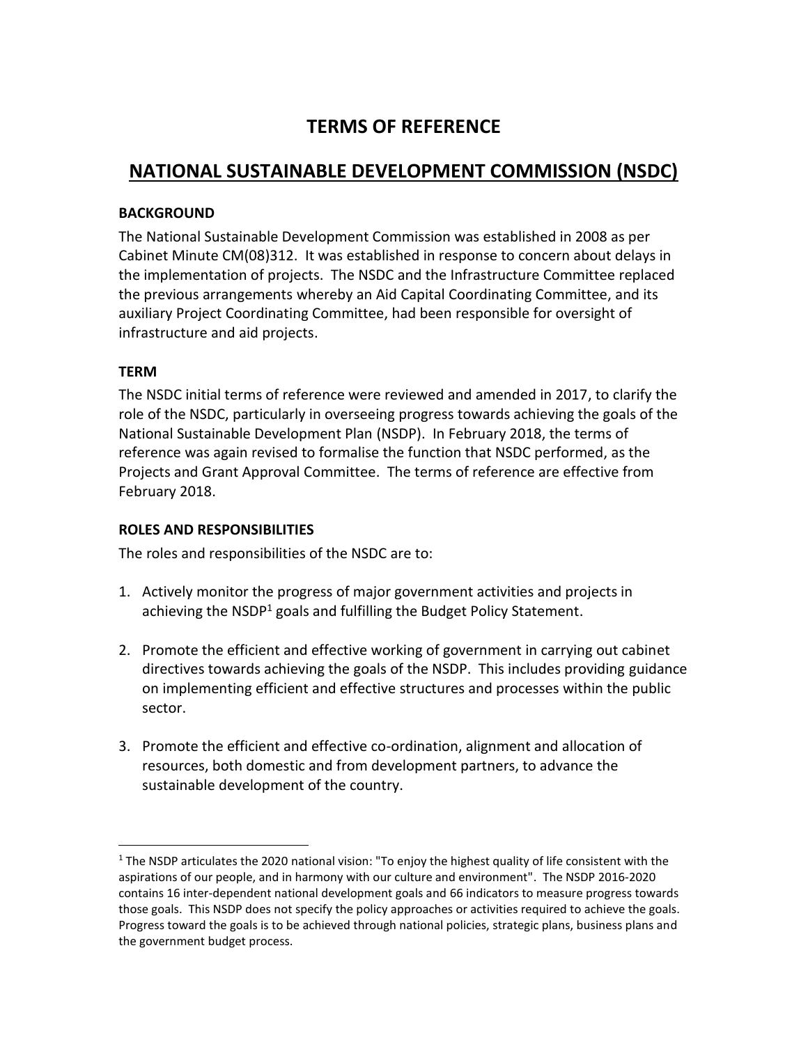# TERMS OF REFERENCE

## NATIONAL SUSTAINABLE DEVELOPMENT COMMISSION (NSDC)

### BACKGROUND

The National Sustainable Development Commission was established in 2008 as per Cabinet Minute CM(08)312. It was established in response to concern about delays in the implementation of projects. The NSDC and the Infrastructure Committee replaced the previous arrangements whereby an Aid Capital Coordinating Committee, and its auxiliary Project Coordinating Committee, had been responsible for oversight of infrastructure and aid projects.

### TERM

The NSDC initial terms of reference were reviewed and amended in 2017, to clarify the role of the NSDC, particularly in overseeing progress towards achieving the goals of the National Sustainable Development Plan (NSDP). In February 2018, the terms of reference was again revised to formalise the function that NSDC performed, as the Projects and Grant Approval Committee. The terms of reference are effective from February 2018.

### ROLES AND RESPONSIBILITIES

The roles and responsibilities of the NSDC are to:

1. Actively monitor the progress of major government activities and projects in achieving the NSDP[1] goals and fulfilling the Budget Policy Statement.

2. Promote the efficient and effective working of government in carrying out cabinet directives towards achieving the goals of the NSDP. This includes providing guidance on implementing efficient and effective structures and processes within the public sector.

3. Promote the efficient and effective co-ordination, alignment and allocation of resources, both domestic and from development partners, to advance the sustainable development of the country.

---

[1] The NSDP articulates the 2020 national vision: "To enjoy the highest quality of life consistent with the aspirations of our people, and in harmony with our culture and environment". The NSDP 2016-2020 contains 16 inter-dependent national development goals and 66 indicators to measure progress towards those goals. This NSDP does not specify the policy approaches or activities required to achieve the goals. Progress toward the goals is to be achieved through national policies, strategic plans, business plans and the government budget process.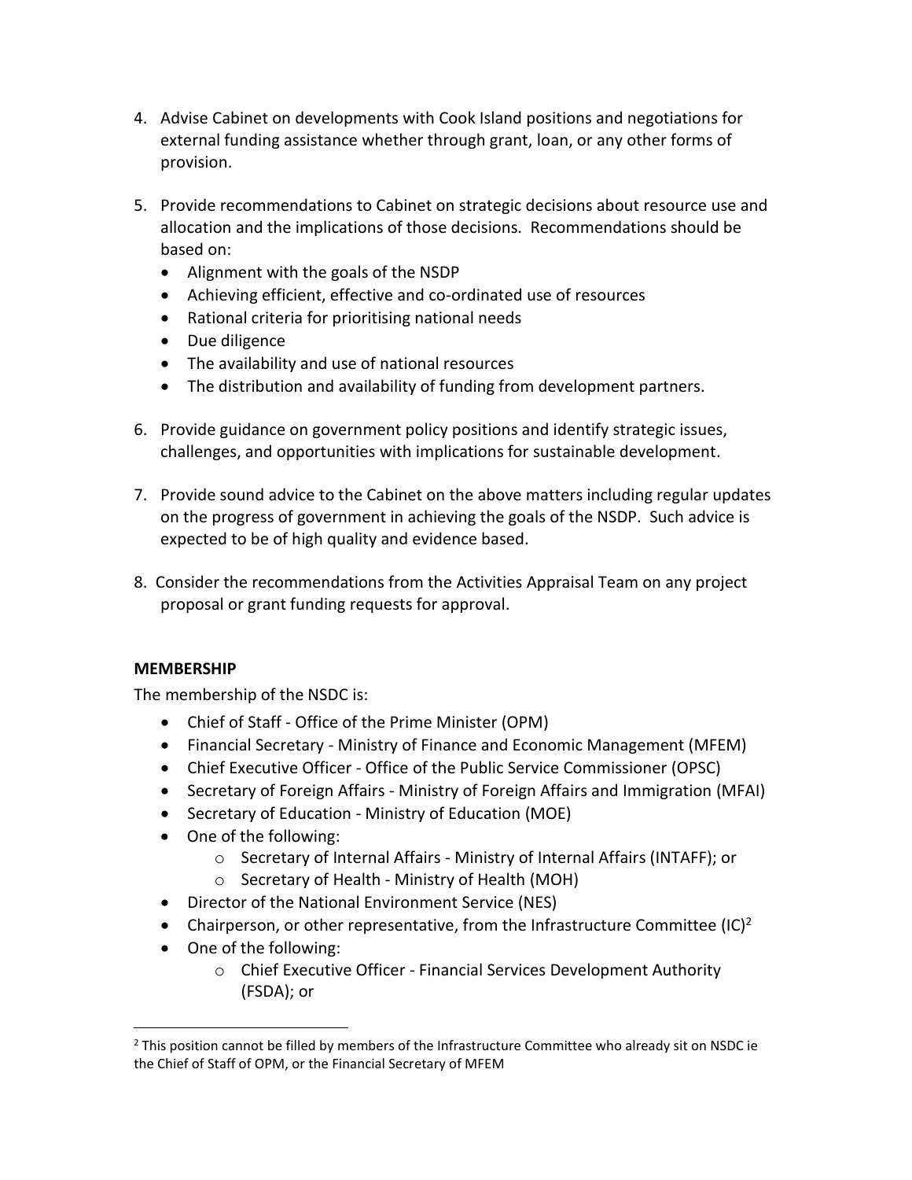4. Advise Cabinet on developments with Cook Island positions and negotiations for external funding assistance whether through grant, loan, or any other forms of provision.

5. Provide recommendations to Cabinet on strategic decisions about resource use and allocation and the implications of those decisions. Recommendations should be based on:
   - Alignment with the goals of the NSDP
   - Achieving efficient, effective and co-ordinated use of resources
   - Rational criteria for prioritising national needs
   - Due diligence
   - The availability and use of national resources
   - The distribution and availability of funding from development partners.

6. Provide guidance on government policy positions and identify strategic issues, challenges, and opportunities with implications for sustainable development.

7. Provide sound advice to the Cabinet on the above matters including regular updates on the progress of government in achieving the goals of the NSDP. Such advice is expected to be of high quality and evidence based.

8. Consider the recommendations from the Activities Appraisal Team on any project proposal or grant funding requests for approval.

**MEMBERSHIP**

The membership of the NSDC is:

- Chief of Staff - Office of the Prime Minister (OPM)
- Financial Secretary - Ministry of Finance and Economic Management (MFEM)
- Chief Executive Officer - Office of the Public Service Commissioner (OPSC)
- Secretary of Foreign Affairs - Ministry of Foreign Affairs and Immigration (MFAI)
- Secretary of Education - Ministry of Education (MOE)
- One of the following:
  - Secretary of Internal Affairs - Ministry of Internal Affairs (INTAFF); or
  - Secretary of Health - Ministry of Health (MOH)
- Director of the National Environment Service (NES)
- Chairperson, or other representative, from the Infrastructure Committee (IC)[2]
- One of the following:
  - Chief Executive Officer - Financial Services Development Authority (FSDA); or

[2] This position cannot be filled by members of the Infrastructure Committee who already sit on NSDC ie the Chief of Staff of OPM, or the Financial Secretary of MFEM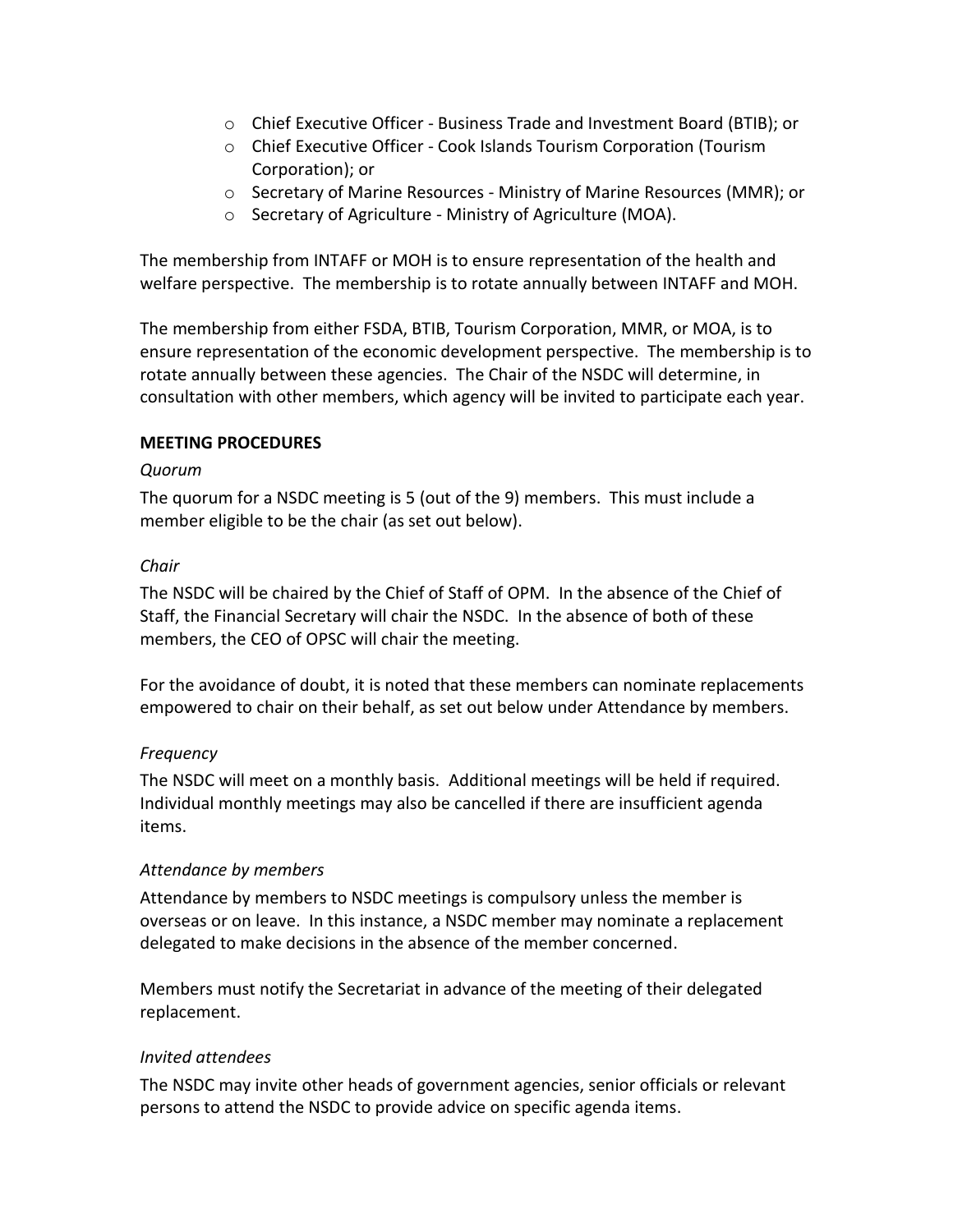- Chief Executive Officer - Business Trade and Investment Board (BTIB); or
- Chief Executive Officer - Cook Islands Tourism Corporation (Tourism Corporation); or
- Secretary of Marine Resources - Ministry of Marine Resources (MMR); or
- Secretary of Agriculture - Ministry of Agriculture (MOA).

The membership from INTAFF or MOH is to ensure representation of the health and welfare perspective. The membership is to rotate annually between INTAFF and MOH.

The membership from either FSDA, BTIB, Tourism Corporation, MMR, or MOA, is to ensure representation of the economic development perspective. The membership is to rotate annually between these agencies. The Chair of the NSDC will determine, in consultation with other members, which agency will be invited to participate each year.

**MEETING PROCEDURES**

*Quorum*

The quorum for a NSDC meeting is 5 (out of the 9) members. This must include a member eligible to be the chair (as set out below).

*Chair*

The NSDC will be chaired by the Chief of Staff of OPM. In the absence of the Chief of Staff, the Financial Secretary will chair the NSDC. In the absence of both of these members, the CEO of OPSC will chair the meeting.

For the avoidance of doubt, it is noted that these members can nominate replacements empowered to chair on their behalf, as set out below under Attendance by members.

*Frequency*

The NSDC will meet on a monthly basis. Additional meetings will be held if required. Individual monthly meetings may also be cancelled if there are insufficient agenda items.

*Attendance by members*

Attendance by members to NSDC meetings is compulsory unless the member is overseas or on leave. In this instance, a NSDC member may nominate a replacement delegated to make decisions in the absence of the member concerned.

Members must notify the Secretariat in advance of the meeting of their delegated replacement.

*Invited attendees*

The NSDC may invite other heads of government agencies, senior officials or relevant persons to attend the NSDC to provide advice on specific agenda items.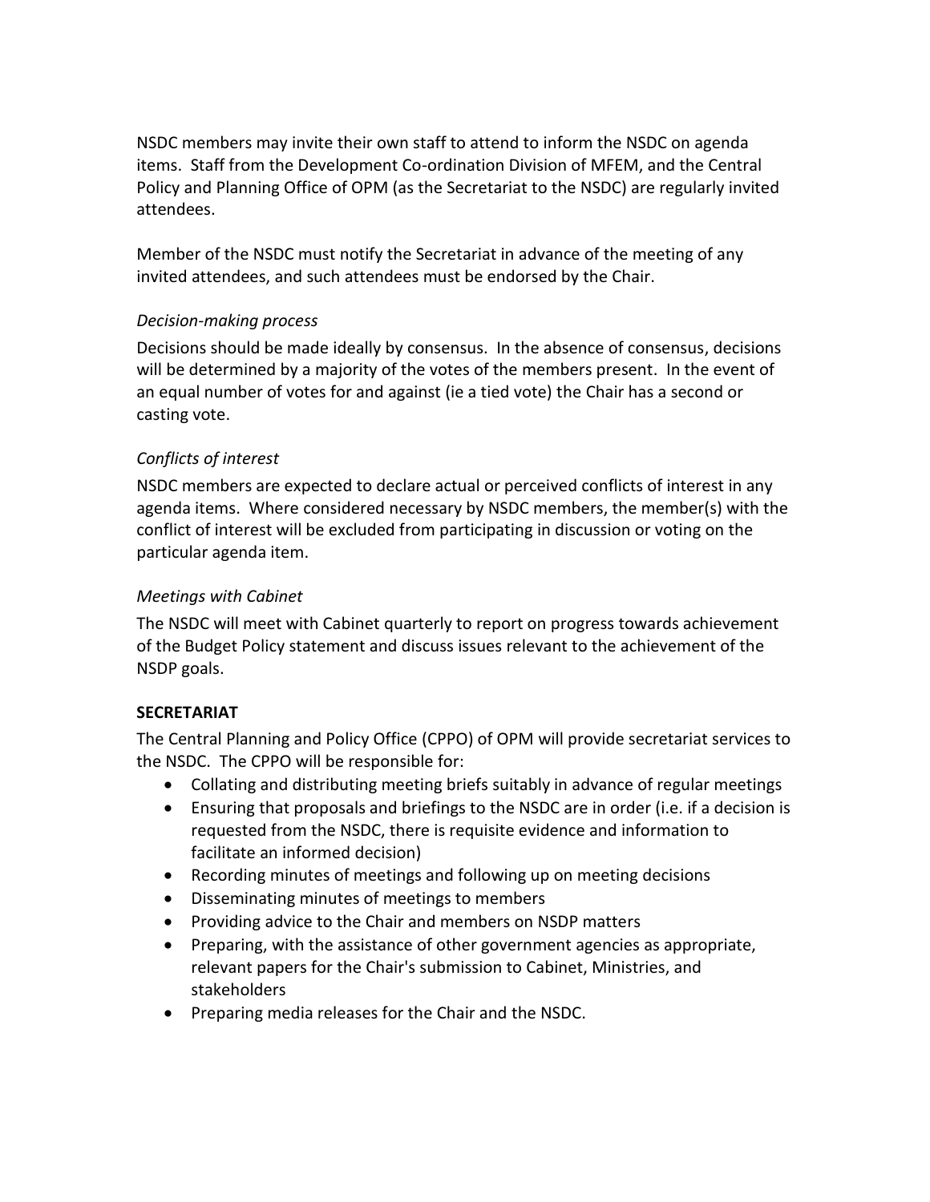NSDC members may invite their own staff to attend to inform the NSDC on agenda items. Staff from the Development Co-ordination Division of MFEM, and the Central Policy and Planning Office of OPM (as the Secretariat to the NSDC) are regularly invited attendees.

Member of the NSDC must notify the Secretariat in advance of the meeting of any invited attendees, and such attendees must be endorsed by the Chair.

*Decision-making process*

Decisions should be made ideally by consensus. In the absence of consensus, decisions will be determined by a majority of the votes of the members present. In the event of an equal number of votes for and against (ie a tied vote) the Chair has a second or casting vote.

*Conflicts of interest*

NSDC members are expected to declare actual or perceived conflicts of interest in any agenda items. Where considered necessary by NSDC members, the member(s) with the conflict of interest will be excluded from participating in discussion or voting on the particular agenda item.

*Meetings with Cabinet*

The NSDC will meet with Cabinet quarterly to report on progress towards achievement of the Budget Policy statement and discuss issues relevant to the achievement of the NSDP goals.

**SECRETARIAT**

The Central Planning and Policy Office (CPPO) of OPM will provide secretariat services to the NSDC. The CPPO will be responsible for:

- Collating and distributing meeting briefs suitably in advance of regular meetings
- Ensuring that proposals and briefings to the NSDC are in order (i.e. if a decision is requested from the NSDC, there is requisite evidence and information to facilitate an informed decision)
- Recording minutes of meetings and following up on meeting decisions
- Disseminating minutes of meetings to members
- Providing advice to the Chair and members on NSDP matters
- Preparing, with the assistance of other government agencies as appropriate, relevant papers for the Chair's submission to Cabinet, Ministries, and stakeholders
- Preparing media releases for the Chair and the NSDC.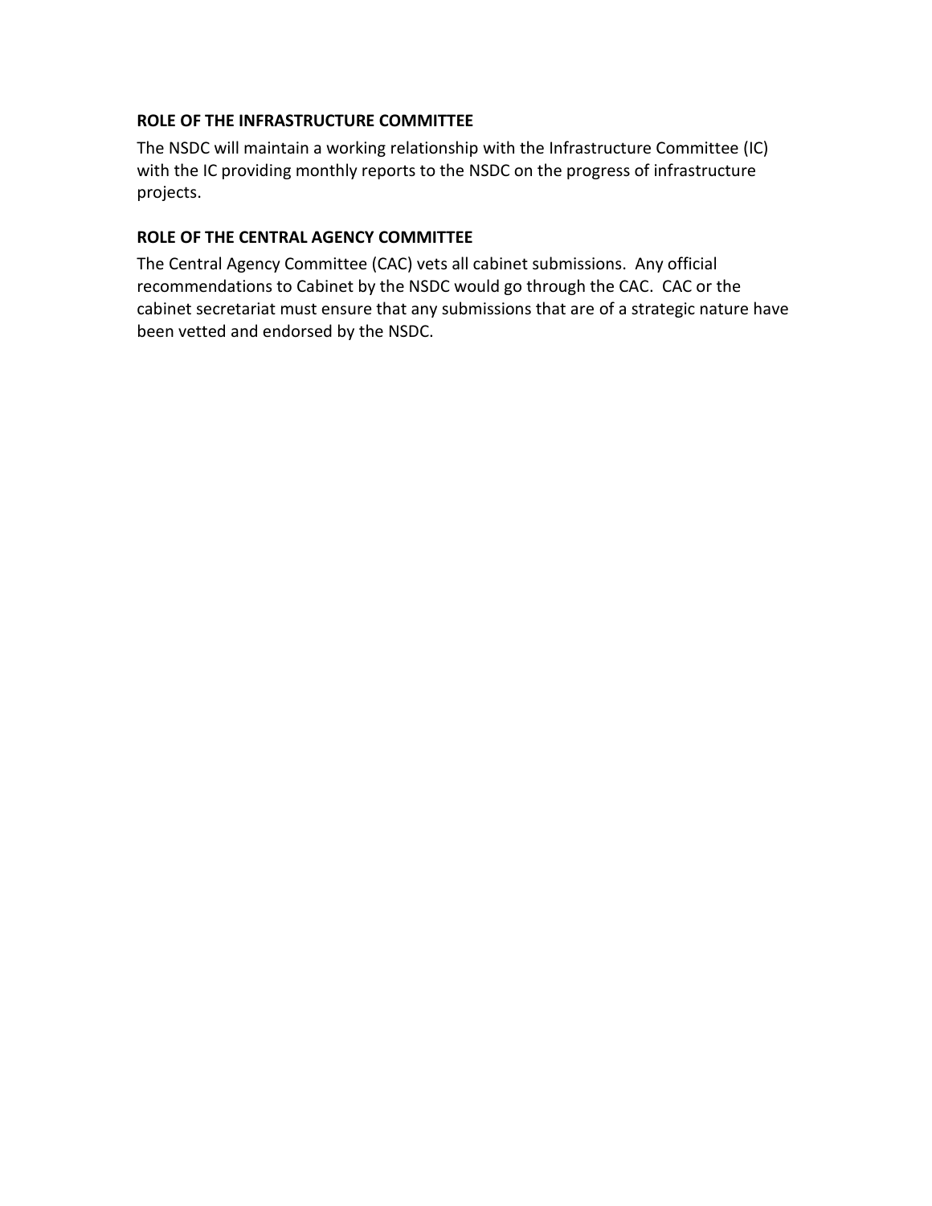**ROLE OF THE INFRASTRUCTURE COMMITTEE**

The NSDC will maintain a working relationship with the Infrastructure Committee (IC) with the IC providing monthly reports to the NSDC on the progress of infrastructure projects.

**ROLE OF THE CENTRAL AGENCY COMMITTEE**

The Central Agency Committee (CAC) vets all cabinet submissions. Any official recommendations to Cabinet by the NSDC would go through the CAC. CAC or the cabinet secretariat must ensure that any submissions that are of a strategic nature have been vetted and endorsed by the NSDC.